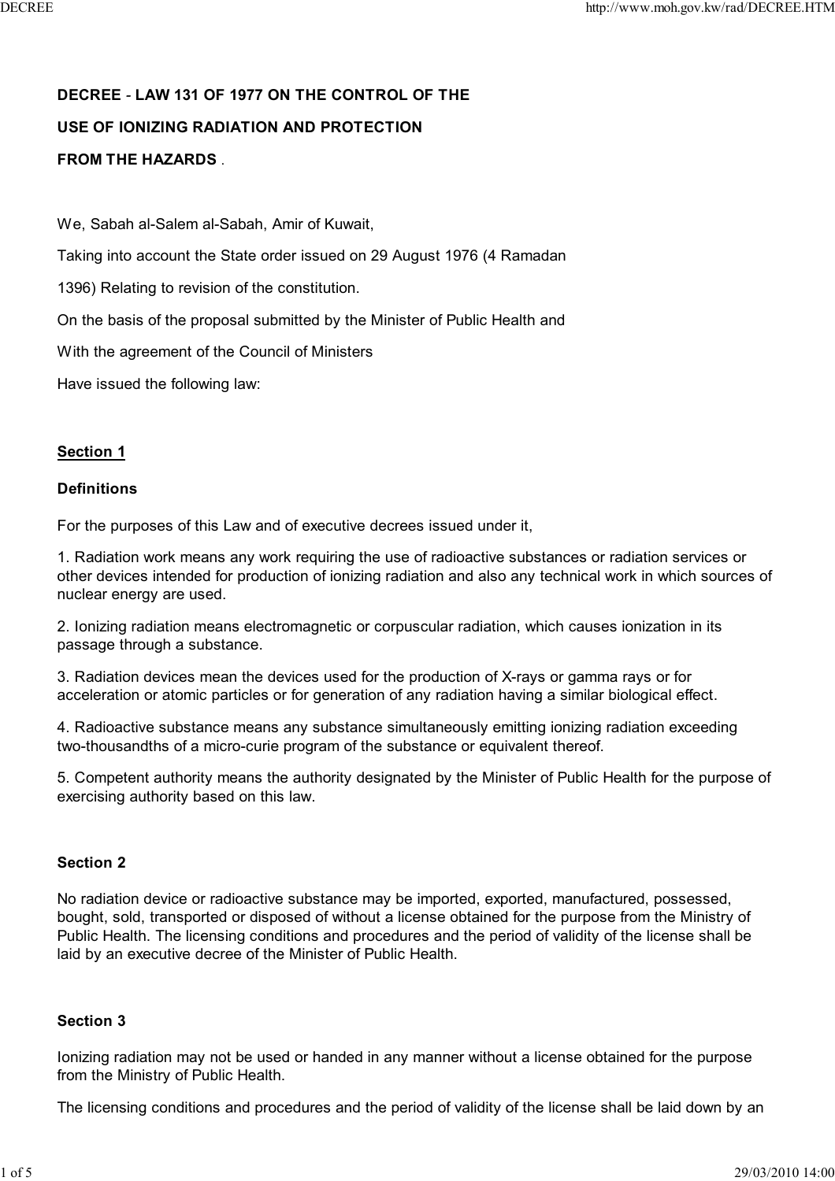**DECREE - LAW 131 OF 1977 ON THE CONTROL OF THE USE OF IONIZING RADIATION AND PROTECTION FROM THE HAZARDS .**

We, Sabah al-Salem al-Sabah, Amir of Kuwait,

Taking into account the State order issued on 29 August 1976 (4 Ramadan 1396) Relating to revision of the constitution.

On the basis of the proposal submitted by the Minister of Public Health and

With the agreement of the Council of Ministers

Have issued the following law:

## Section 1

### Definitions

For the purposes of this Law and of executive decrees issued under it,

1. Radiation work means any work requiring the use of radioactive substances or radiation services or other devices intended for production of ionizing radiation and also any technical work in which sources of nuclear energy are used.

2. Ionizing radiation means electromagnetic or corpuscular radiation, which causes ionization in its passage through a substance.

3. Radiation devices mean the devices used for the production of X-rays or gamma rays or for acceleration or atomic particles or for generation of any radiation having a similar biological effect.

4. Radioactive substance means any substance simultaneously emitting ionizing radiation exceeding two-thousandths of a micro-curie program of the substance or equivalent thereof.

5. Competent authority means the authority designated by the Minister of Public Health for the purpose of exercising authority based on this law.

## Section 2

No radiation device or radioactive substance may be imported, exported, manufactured, possessed, bought, sold, transported or disposed of without a license obtained for the purpose from the Ministry of Public Health. The licensing conditions and procedures and the period of validity of the license shall be laid by an executive decree of the Minister of Public Health.

## Section 3

Ionizing radiation may not be used or handed in any manner without a license obtained for the purpose from the Ministry of Public Health.

The licensing conditions and procedures and the period of validity of the license shall be laid down by an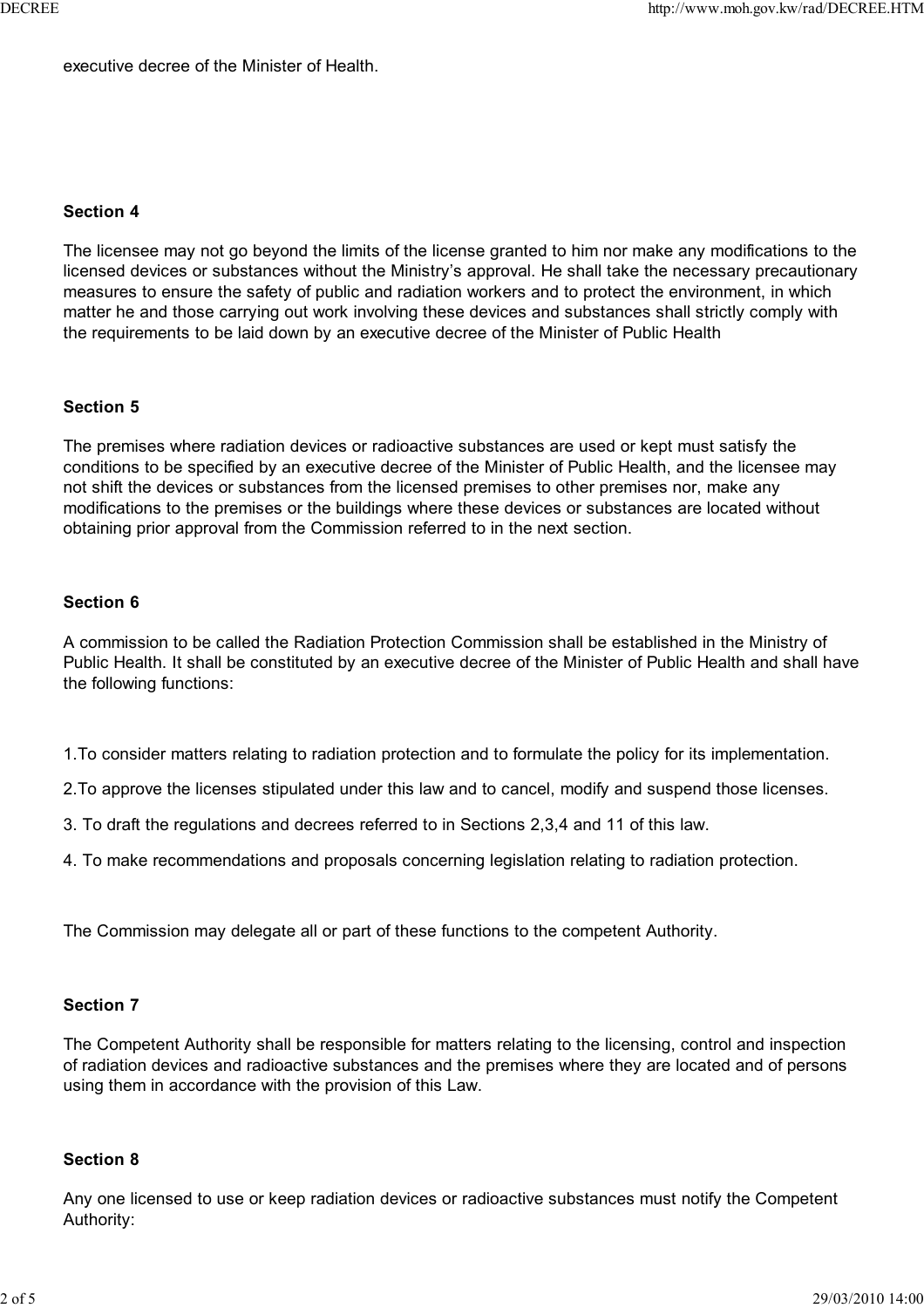executive decree of the Minister of Health.

### Section 4

The licensee may not go beyond the limits of the license granted to him nor make any modifications to the licensed devices or substances without the Ministry's approval. He shall take the necessary precautionary measures to ensure the safety of public and radiation workers and to protect the environment, in which matter he and those carrying out work involving these devices and substances shall strictly comply with the requirements to be laid down by an executive decree of the Minister of Public Health

### Section 5

The premises where radiation devices or radioactive substances are used or kept must satisfy the conditions to be specified by an executive decree of the Minister of Public Health, and the licensee may not shift the devices or substances from the licensed premises to other premises nor, make any modifications to the premises or the buildings where these devices or substances are located without obtaining prior approval from the Commission referred to in the next section.

### Section 6

A commission to be called the Radiation Protection Commission shall be established in the Ministry of Public Health. It shall be constituted by an executive decree of the Minister of Public Health and shall have the following functions:

1.To consider matters relating to radiation protection and to formulate the policy for its implementation.

2.To approve the licenses stipulated under this law and to cancel, modify and suspend those licenses.

3. To draft the regulations and decrees referred to in Sections 2,3,4 and 11 of this law.

4. To make recommendations and proposals concerning legislation relating to radiation protection.

The Commission may delegate all or part of these functions to the competent Authority.

### Section 7

The Competent Authority shall be responsible for matters relating to the licensing, control and inspection of radiation devices and radioactive substances and the premises where they are located and of persons using them in accordance with the provision of this Law.

### Section 8

Any one licensed to use or keep radiation devices or radioactive substances must notify the Competent Authority: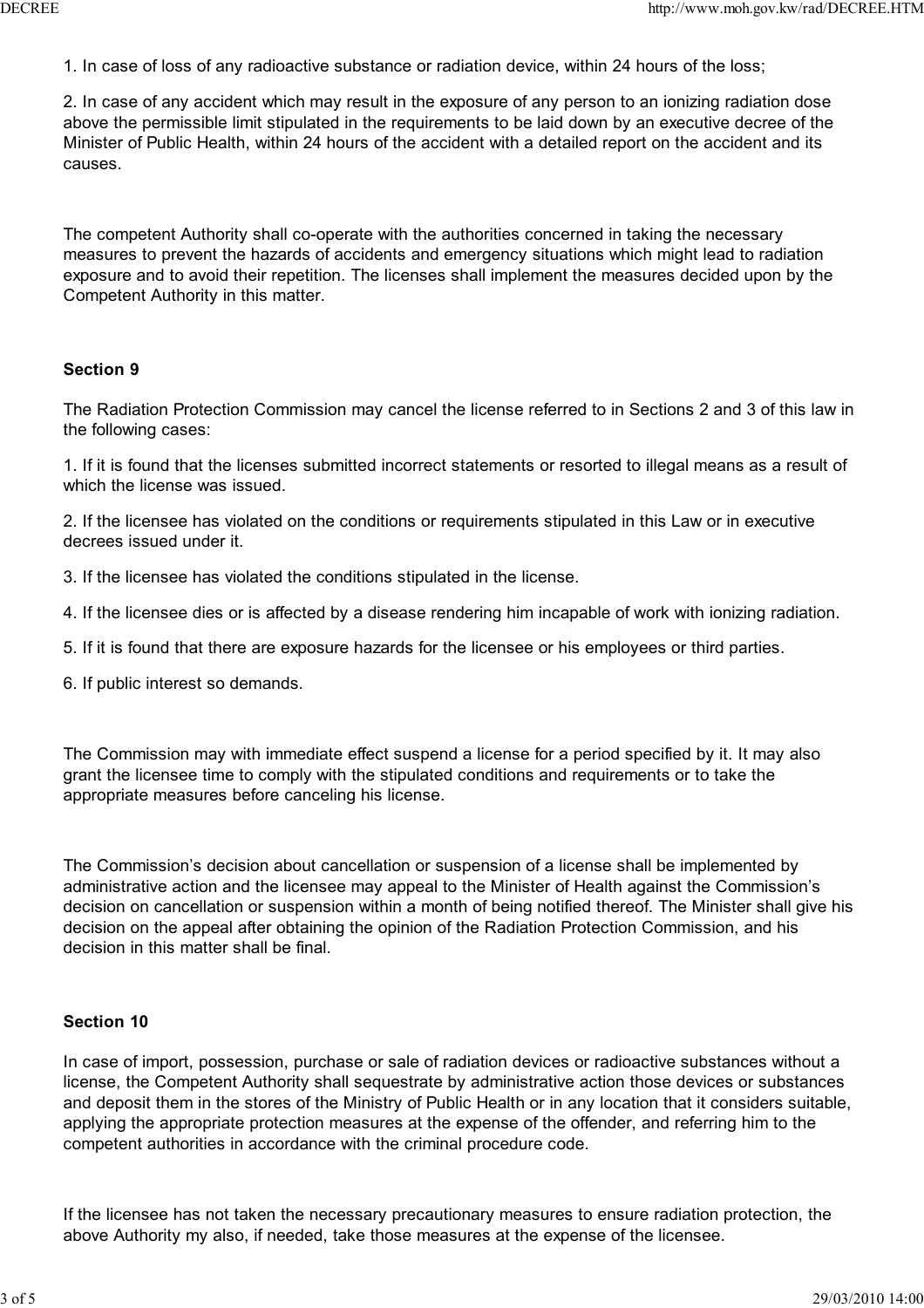1. In case of loss of any radioactive substance or radiation device, within 24 hours of the loss;

2. In case of any accident which may result in the exposure of any person to an ionizing radiation dose above the permissible limit stipulated in the requirements to be laid down by an executive decree of the Minister of Public Health, within 24 hours of the accident with a detailed report on the accident and its causes.

The competent Authority shall co-operate with the authorities concerned in taking the necessary measures to prevent the hazards of accidents and emergency situations which might lead to radiation exposure and to avoid their repetition. The licenses shall implement the measures decided upon by the Competent Authority in this matter.

**Section 9**

The Radiation Protection Commission may cancel the license referred to in Sections 2 and 3 of this law in the following cases:

1. If it is found that the licenses submitted incorrect statements or resorted to illegal means as a result of which the license was issued.

2. If the licensee has violated on the conditions or requirements stipulated in this Law or in executive decrees issued under it.

3. If the licensee has violated the conditions stipulated in the license.

4. If the licensee dies or is affected by a disease rendering him incapable of work with ionizing radiation.

5. If it is found that there are exposure hazards for the licensee or his employees or third parties.

6. If public interest so demands.

The Commission may with immediate effect suspend a license for a period specified by it. It may also grant the licensee time to comply with the stipulated conditions and requirements or to take the appropriate measures before canceling his license.

The Commission's decision about cancellation or suspension of a license shall be implemented by administrative action and the licensee may appeal to the Minister of Health against the Commission's decision on cancellation or suspension within a month of being notified thereof. The Minister shall give his decision on the appeal after obtaining the opinion of the Radiation Protection Commission, and his decision in this matter shall be final.

**Section 10**

In case of import, possession, purchase or sale of radiation devices or radioactive substances without a license, the Competent Authority shall sequestrate by administrative action those devices or substances and deposit them in the stores of the Ministry of Public Health or in any location that it considers suitable, applying the appropriate protection measures at the expense of the offender, and referring him to the competent authorities in accordance with the criminal procedure code.

If the licensee has not taken the necessary precautionary measures to ensure radiation protection, the above Authority my also, if needed, take those measures at the expense of the licensee.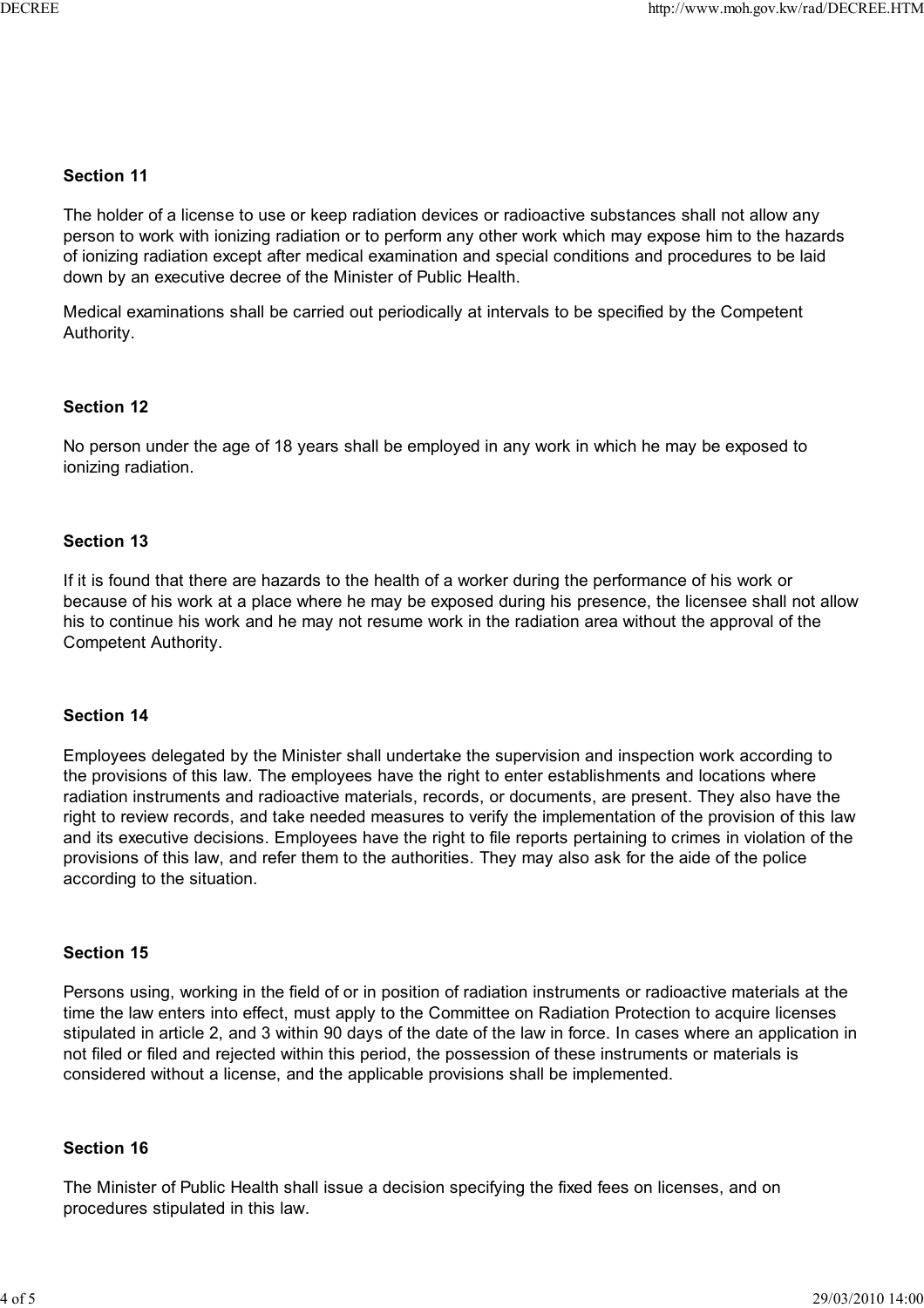### Section 11

The holder of a license to use or keep radiation devices or radioactive substances shall not allow any person to work with ionizing radiation or to perform any other work which may expose him to the hazards of ionizing radiation except after medical examination and special conditions and procedures to be laid down by an executive decree of the Minister of Public Health.

Medical examinations shall be carried out periodically at intervals to be specified by the Competent Authority.

### Section 12

No person under the age of 18 years shall be employed in any work in which he may be exposed to ionizing radiation.

### Section 13

If it is found that there are hazards to the health of a worker during the performance of his work or because of his work at a place where he may be exposed during his presence, the licensee shall not allow his to continue his work and he may not resume work in the radiation area without the approval of the Competent Authority.

### Section 14

Employees delegated by the Minister shall undertake the supervision and inspection work according to the provisions of this law. The employees have the right to enter establishments and locations where radiation instruments and radioactive materials, records, or documents, are present. They also have the right to review records, and take needed measures to verify the implementation of the provision of this law and its executive decisions. Employees have the right to file reports pertaining to crimes in violation of the provisions of this law, and refer them to the authorities. They may also ask for the aide of the police according to the situation.

### Section 15

Persons using, working in the field of or in position of radiation instruments or radioactive materials at the time the law enters into effect, must apply to the Committee on Radiation Protection to acquire licenses stipulated in article 2, and 3 within 90 days of the date of the law in force. In cases where an application in not filed or filed and rejected within this period, the possession of these instruments or materials is considered without a license, and the applicable provisions shall be implemented.

### Section 16

The Minister of Public Health shall issue a decision specifying the fixed fees on licenses, and on procedures stipulated in this law.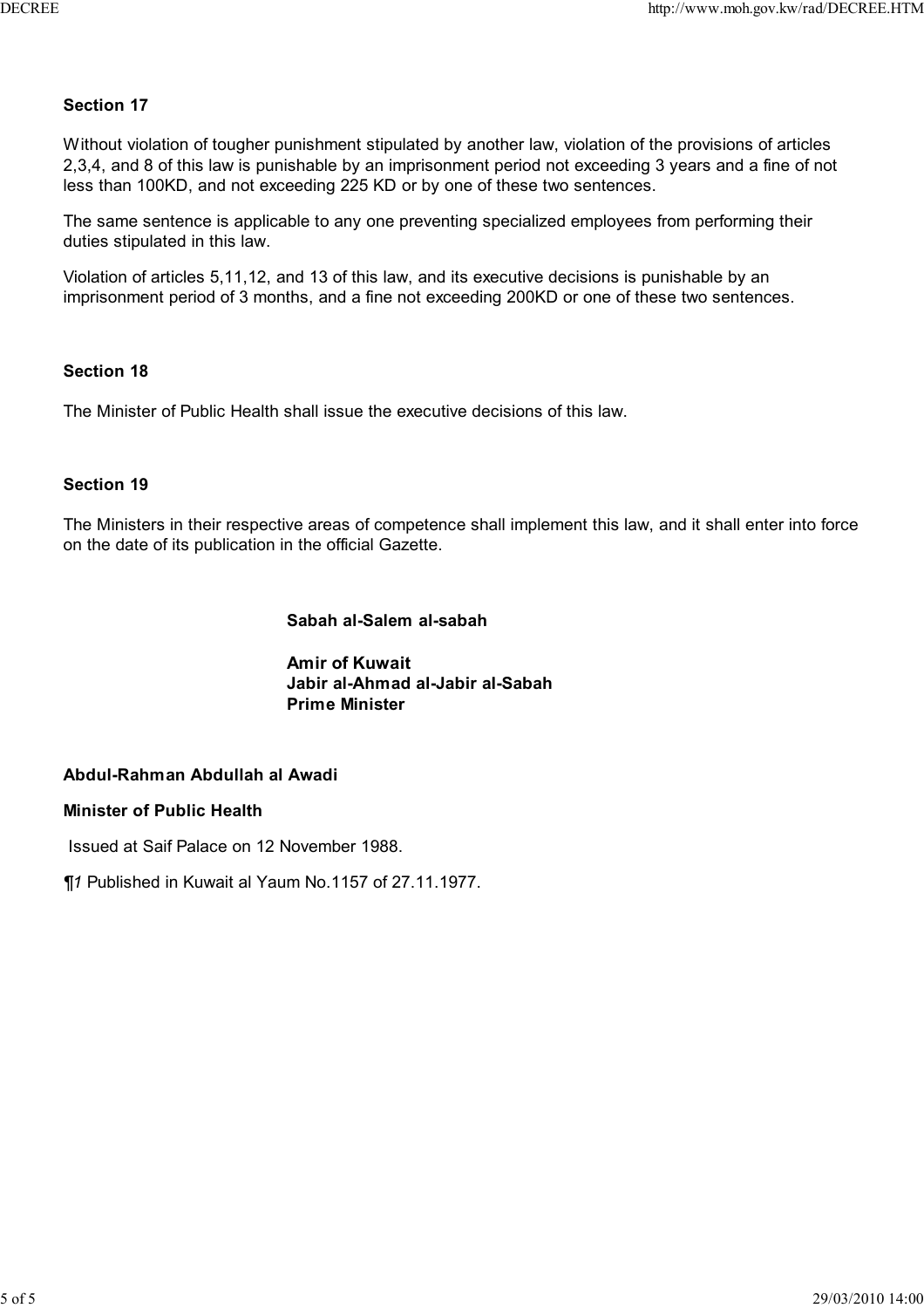**Section 17**

Without violation of tougher punishment stipulated by another law, violation of the provisions of articles 2,3,4, and 8 of this law is punishable by an imprisonment period not exceeding 3 years and a fine of not less than 100KD, and not exceeding 225 KD or by one of these two sentences.

The same sentence is applicable to any one preventing specialized employees from performing their duties stipulated in this law.

Violation of articles 5,11,12, and 13 of this law, and its executive decisions is punishable by an imprisonment period of 3 months, and a fine not exceeding 200KD or one of these two sentences.

**Section 18**

The Minister of Public Health shall issue the executive decisions of this law.

**Section 19**

The Ministers in their respective areas of competence shall implement this law, and it shall enter into force on the date of its publication in the official Gazette.

**Sabah al-Salem al-sabah**

**Amir of Kuwait**
**Jabir al-Ahmad al-Jabir al-Sabah**
**Prime Minister**

**Abdul-Rahman Abdullah al Awadi**

**Minister of Public Health**

Issued at Saif Palace on 12 November 1988.

¶*1* Published in Kuwait al Yaum No.1157 of 27.11.1977.